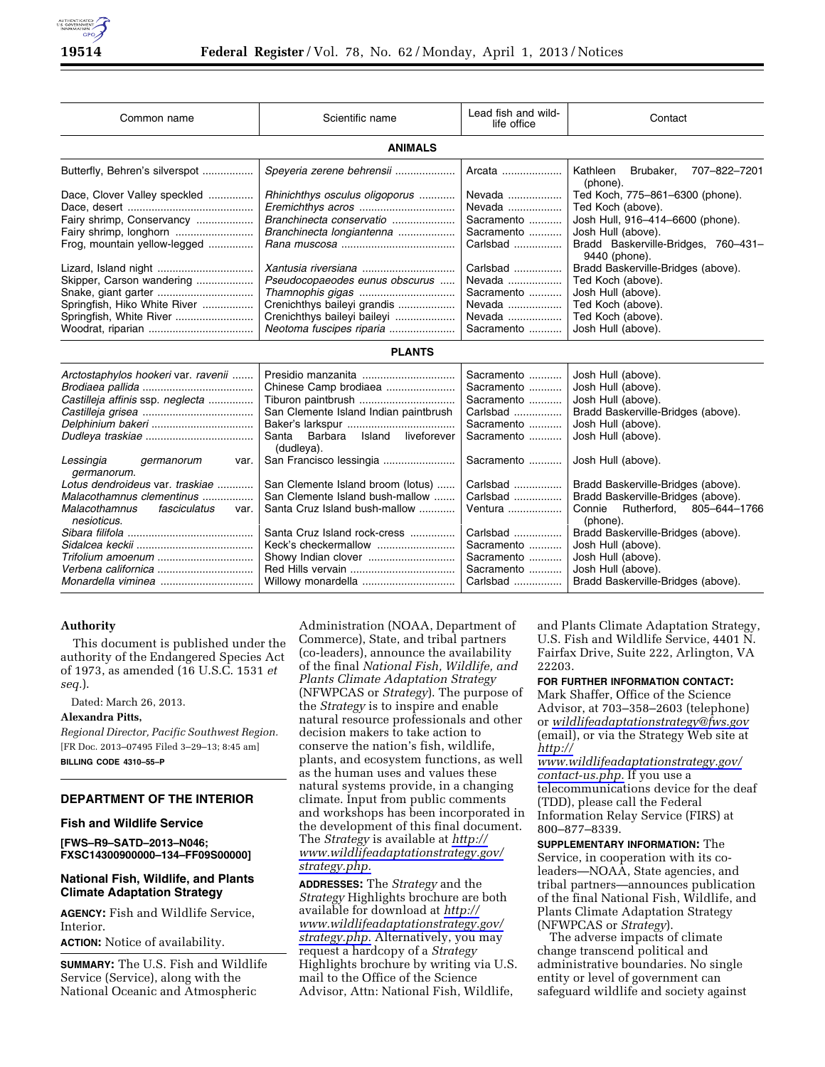| Common name | Scientific name | Lead fish and wildlife office | Contact |
|---|---|---|---|
| **ANIMALS** | | | |
| Butterfly, Behren's silverspot | *Speyeria zerene behrensii* | Arcata | Kathleen Brubaker, 707–822–7201 (phone). |
| Dace, Clover Valley speckled | *Rhinichthys osculus oligoporus* | Nevada | Ted Koch, 775–861–6300 (phone). |
| Dace, desert | *Eremichthys acros* | Nevada | Ted Koch (above). |
| Fairy shrimp, Conservancy | *Branchinecta conservatio* | Sacramento | Josh Hull, 916–414–6600 (phone). |
| Fairy shrimp, longhorn | *Branchinecta longiantenna* | Sacramento | Josh Hull (above). |
| Frog, mountain yellow-legged | *Rana muscosa* | Carlsbad | Bradd Baskerville-Bridges, 760–431–9440 (phone). |
| Lizard, Island night | *Xantusia riversiana* | Carlsbad | Bradd Baskerville-Bridges (above). |
| Skipper, Carson wandering | *Pseudocopaeodes eunus obscurus* | Nevada | Ted Koch (above). |
| Snake, giant garter | *Thamnophis gigas* | Sacramento | Josh Hull (above). |
| Springfish, Hiko White River | Crenichthys baileyi grandis | Nevada | Ted Koch (above). |
| Springfish, White River | Crenichthys baileyi baileyi | Nevada | Ted Koch (above). |
| Woodrat, riparian | *Neotoma fuscipes riparia* | Sacramento | Josh Hull (above). |
| **PLANTS** | | | |
| *Arctostaphylos hookeri* var. *ravenii* | Presidio manzanita | Sacramento | Josh Hull (above). |
| *Brodiaea pallida* | Chinese Camp brodiaea | Sacramento | Josh Hull (above). |
| *Castilleja affinis* ssp. *neglecta* | Tiburon paintbrush | Sacramento | Josh Hull (above). |
| *Castilleja grisea* | San Clemente Island Indian paintbrush | Carlsbad | Bradd Baskerville-Bridges (above). |
| *Delphinium bakeri* | Baker's larkspur | Sacramento | Josh Hull (above). |
| *Dudleya traskiae* | Santa Barbara Island liveforever (dudleya). | Sacramento | Josh Hull (above). |
| *Lessingia germanorum* var. *germanorum*. | San Francisco lessingia | Sacramento | Josh Hull (above). |
| *Lotus dendroideus* var. *traskiae* | San Clemente Island broom (lotus) | Carlsbad | Bradd Baskerville-Bridges (above). |
| *Malacothamnus clementinus* | San Clemente Island bush-mallow | Carlsbad | Bradd Baskerville-Bridges (above). |
| *Malacothamnus fasciculatus* var. *nesioticus*. | Santa Cruz Island bush-mallow | Ventura | Connie Rutherford, 805–644–1766 (phone). |
| *Sibara filifola* | Santa Cruz Island rock-cress | Carlsbad | Bradd Baskerville-Bridges (above). |
| *Sidalcea keckii* | Keck's checkermallow | Sacramento | Josh Hull (above). |
| *Trifolium amoenum* | Showy Indian clover | Sacramento | Josh Hull (above). |
| *Verbena californica* | Red Hills vervain | Sacramento | Josh Hull (above). |
| *Monardella viminea* | Willowy monardella | Carlsbad | Bradd Baskerville-Bridges (above). |

## Authority

This document is published under the authority of the Endangered Species Act of 1973, as amended (16 U.S.C. 1531 *et seq.*).

Dated: March 26, 2013.

**Alexandra Pitts,**

*Regional Director, Pacific Southwest Region.*

[FR Doc. 2013–07495 Filed 3–29–13; 8:45 am]

**BILLING CODE 4310–55–P**

## DEPARTMENT OF THE INTERIOR

### Fish and Wildlife Service

**[FWS–R9–SATD–2013–N046; FXSC14300900000–134–FF09S00000]**

### National Fish, Wildlife, and Plants Climate Adaptation Strategy

**AGENCY:** Fish and Wildlife Service, Interior.

**ACTION:** Notice of availability.

**SUMMARY:** The U.S. Fish and Wildlife Service (Service), along with the National Oceanic and Atmospheric Administration (NOAA, Department of Commerce), State, and tribal partners (co-leaders), announce the availability of the final *National Fish, Wildlife, and Plants Climate Adaptation Strategy* (NFWPCAS or *Strategy*). The purpose of the *Strategy* is to inspire and enable natural resource professionals and other decision makers to take action to conserve the nation's fish, wildlife, plants, and ecosystem functions, as well as the human uses and values these natural systems provide, in a changing climate. Input from public comments and workshops has been incorporated in the development of this final document. The *Strategy* is available at *http://www.wildlifeadaptationstrategy.gov/strategy.php.*

**ADDRESSES:** The *Strategy* and the *Strategy* Highlights brochure are both available for download at *http://www.wildlifeadaptationstrategy.gov/strategy.php.* Alternatively, you may request a hardcopy of a *Strategy* Highlights brochure by writing via U.S. mail to the Office of the Science Advisor, Attn: National Fish, Wildlife, and Plants Climate Adaptation Strategy, U.S. Fish and Wildlife Service, 4401 N. Fairfax Drive, Suite 222, Arlington, VA 22203.

**FOR FURTHER INFORMATION CONTACT:** Mark Shaffer, Office of the Science Advisor, at 703–358–2603 (telephone) or *wildlifeadaptationstrategy@fws.gov* (email), or via the Strategy Web site at *http://www.wildlifeadaptationstrategy.gov/contact-us.php.* If you use a telecommunications device for the deaf (TDD), please call the Federal Information Relay Service (FIRS) at 800–877–8339.

**SUPPLEMENTARY INFORMATION:** The Service, in cooperation with its co-leaders—NOAA, State agencies, and tribal partners—announces publication of the final National Fish, Wildlife, and Plants Climate Adaptation Strategy (NFWPCAS or *Strategy*).

The adverse impacts of climate change transcend political and administrative boundaries. No single entity or level of government can safeguard wildlife and society against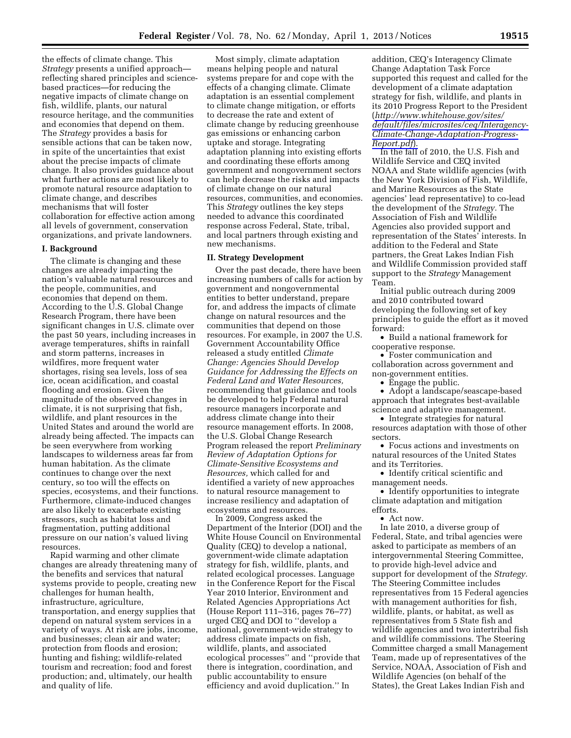the effects of climate change. This *Strategy* presents a unified approach—reflecting shared principles and science-based practices—for reducing the negative impacts of climate change on fish, wildlife, plants, our natural resource heritage, and the communities and economies that depend on them. The *Strategy* provides a basis for sensible actions that can be taken now, in spite of the uncertainties that exist about the precise impacts of climate change. It also provides guidance about what further actions are most likely to promote natural resource adaptation to climate change, and describes mechanisms that will foster collaboration for effective action among all levels of government, conservation organizations, and private landowners.

## I. Background

The climate is changing and these changes are already impacting the nation's valuable natural resources and the people, communities, and economies that depend on them. According to the U.S. Global Change Research Program, there have been significant changes in U.S. climate over the past 50 years, including increases in average temperatures, shifts in rainfall and storm patterns, increases in wildfires, more frequent water shortages, rising sea levels, loss of sea ice, ocean acidification, and coastal flooding and erosion. Given the magnitude of the observed changes in climate, it is not surprising that fish, wildlife, and plant resources in the United States and around the world are already being affected. The impacts can be seen everywhere from working landscapes to wilderness areas far from human habitation. As the climate continues to change over the next century, so too will the effects on species, ecosystems, and their functions. Furthermore, climate-induced changes are also likely to exacerbate existing stressors, such as habitat loss and fragmentation, putting additional pressure on our nation's valued living resources.

Rapid warming and other climate changes are already threatening many of the benefits and services that natural systems provide to people, creating new challenges for human health, infrastructure, agriculture, transportation, and energy supplies that depend on natural system services in a variety of ways. At risk are jobs, income, and businesses; clean air and water; protection from floods and erosion; hunting and fishing; wildlife-related tourism and recreation; food and forest production; and, ultimately, our health and quality of life.

Most simply, climate adaptation means helping people and natural systems prepare for and cope with the effects of a changing climate. Climate adaptation is an essential complement to climate change mitigation, or efforts to decrease the rate and extent of climate change by reducing greenhouse gas emissions or enhancing carbon uptake and storage. Integrating adaptation planning into existing efforts and coordinating these efforts among government and nongovernment sectors can help decrease the risks and impacts of climate change on our natural resources, communities, and economies. This *Strategy* outlines the key steps needed to advance this coordinated response across Federal, State, tribal, and local partners through existing and new mechanisms.

## II. Strategy Development

Over the past decade, there have been increasing numbers of calls for action by government and nongovernmental entities to better understand, prepare for, and address the impacts of climate change on natural resources and the communities that depend on those resources. For example, in 2007 the U.S. Government Accountability Office released a study entitled *Climate Change: Agencies Should Develop Guidance for Addressing the Effects on Federal Land and Water Resources,* recommending that guidance and tools be developed to help Federal natural resource managers incorporate and address climate change into their resource management efforts. In 2008, the U.S. Global Change Research Program released the report *Preliminary Review of Adaptation Options for Climate-Sensitive Ecosystems and Resources,* which called for and identified a variety of new approaches to natural resource management to increase resiliency and adaptation of ecosystems and resources.

In 2009, Congress asked the Department of the Interior (DOI) and the White House Council on Environmental Quality (CEQ) to develop a national, government-wide climate adaptation strategy for fish, wildlife, plants, and related ecological processes. Language in the Conference Report for the Fiscal Year 2010 Interior, Environment and Related Agencies Appropriations Act (House Report 111–316, pages 76–77) urged CEQ and DOI to ''develop a national, government-wide strategy to address climate impacts on fish, wildlife, plants, and associated ecological processes'' and ''provide that there is integration, coordination, and public accountability to ensure efficiency and avoid duplication.'' In addition, CEQ's Interagency Climate Change Adaptation Task Force supported this request and called for the development of a climate adaptation strategy for fish, wildlife, and plants in its 2010 Progress Report to the President (*http://www.whitehouse.gov/sites/default/files/microsites/ceq/Interagency-Climate-Change-Adaptation-Progress-Report.pdf*).

In the fall of 2010, the U.S. Fish and Wildlife Service and CEQ invited NOAA and State wildlife agencies (with the New York Division of Fish, Wildlife, and Marine Resources as the State agencies' lead representative) to co-lead the development of the *Strategy.* The Association of Fish and Wildlife Agencies also provided support and representation of the States' interests. In addition to the Federal and State partners, the Great Lakes Indian Fish and Wildlife Commission provided staff support to the *Strategy* Management Team.

Initial public outreach during 2009 and 2010 contributed toward developing the following set of key principles to guide the effort as it moved forward:

- Build a national framework for cooperative response.
- Foster communication and collaboration across government and non-government entities.
- Engage the public.
- Adopt a landscape/seascape-based approach that integrates best-available science and adaptive management.
- Integrate strategies for natural resources adaptation with those of other sectors.
- Focus actions and investments on natural resources of the United States and its Territories.
- Identify critical scientific and management needs.
- Identify opportunities to integrate climate adaptation and mitigation efforts.
- Act now.

In late 2010, a diverse group of Federal, State, and tribal agencies were asked to participate as members of an intergovernmental Steering Committee, to provide high-level advice and support for development of the *Strategy.* The Steering Committee includes representatives from 15 Federal agencies with management authorities for fish, wildlife, plants, or habitat, as well as representatives from 5 State fish and wildlife agencies and two intertribal fish and wildlife commissions. The Steering Committee charged a small Management Team, made up of representatives of the Service, NOAA, Association of Fish and Wildlife Agencies (on behalf of the States), the Great Lakes Indian Fish and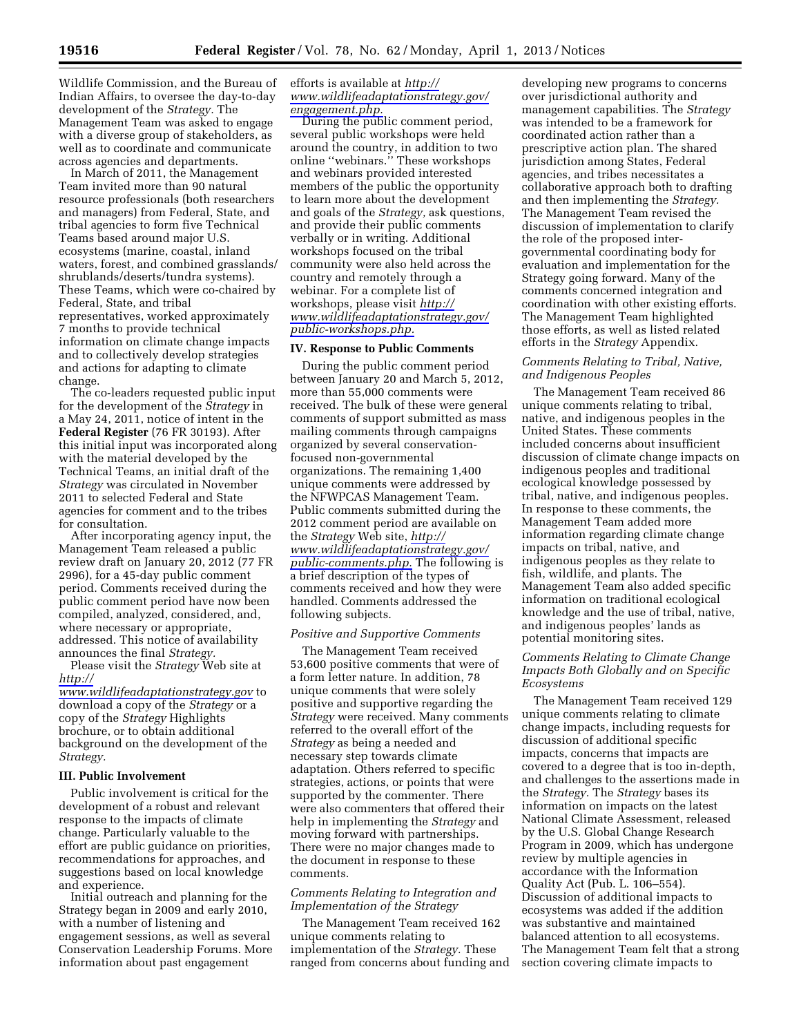Wildlife Commission, and the Bureau of Indian Affairs, to oversee the day-to-day development of the *Strategy.* The Management Team was asked to engage with a diverse group of stakeholders, as well as to coordinate and communicate across agencies and departments.

In March of 2011, the Management Team invited more than 90 natural resource professionals (both researchers and managers) from Federal, State, and tribal agencies to form five Technical Teams based around major U.S. ecosystems (marine, coastal, inland waters, forest, and combined grasslands/shrublands/deserts/tundra systems). These Teams, which were co-chaired by Federal, State, and tribal representatives, worked approximately 7 months to provide technical information on climate change impacts and to collectively develop strategies and actions for adapting to climate change.

The co-leaders requested public input for the development of the *Strategy* in a May 24, 2011, notice of intent in the **Federal Register** (76 FR 30193). After this initial input was incorporated along with the material developed by the Technical Teams, an initial draft of the *Strategy* was circulated in November 2011 to selected Federal and State agencies for comment and to the tribes for consultation.

After incorporating agency input, the Management Team released a public review draft on January 20, 2012 (77 FR 2996), for a 45-day public comment period. Comments received during the public comment period have now been compiled, analyzed, considered, and, where necessary or appropriate, addressed. This notice of availability announces the final *Strategy.*

Please visit the *Strategy* Web site at *http://www.wildlifeadaptationstrategy.gov* to download a copy of the *Strategy* or a copy of the *Strategy* Highlights brochure, or to obtain additional background on the development of the *Strategy.*

## III. Public Involvement

Public involvement is critical for the development of a robust and relevant response to the impacts of climate change. Particularly valuable to the effort are public guidance on priorities, recommendations for approaches, and suggestions based on local knowledge and experience.

Initial outreach and planning for the Strategy began in 2009 and early 2010, with a number of listening and engagement sessions, as well as several Conservation Leadership Forums. More information about past engagement efforts is available at *http://www.wildlifeadaptationstrategy.gov/engagement.php.*

During the public comment period, several public workshops were held around the country, in addition to two online ''webinars.'' These workshops and webinars provided interested members of the public the opportunity to learn more about the development and goals of the *Strategy,* ask questions, and provide their public comments verbally or in writing. Additional workshops focused on the tribal community were also held across the country and remotely through a webinar. For a complete list of workshops, please visit *http://www.wildlifeadaptationstrategy.gov/public-workshops.php.*

## IV. Response to Public Comments

During the public comment period between January 20 and March 5, 2012, more than 55,000 comments were received. The bulk of these were general comments of support submitted as mass mailing comments through campaigns organized by several conservation-focused non-governmental organizations. The remaining 1,400 unique comments were addressed by the NFWPCAS Management Team. Public comments submitted during the 2012 comment period are available on the *Strategy* Web site, *http://www.wildlifeadaptationstrategy.gov/public-comments.php.* The following is a brief description of the types of comments received and how they were handled. Comments addressed the following subjects.

### *Positive and Supportive Comments*

The Management Team received 53,600 positive comments that were of a form letter nature. In addition, 78 unique comments that were solely positive and supportive regarding the *Strategy* were received. Many comments referred to the overall effort of the *Strategy* as being a needed and necessary step towards climate adaptation. Others referred to specific strategies, actions, or points that were supported by the commenter. There were also commenters that offered their help in implementing the *Strategy* and moving forward with partnerships. There were no major changes made to the document in response to these comments.

### *Comments Relating to Integration and Implementation of the Strategy*

The Management Team received 162 unique comments relating to implementation of the *Strategy.* These ranged from concerns about funding and developing new programs to concerns over jurisdictional authority and management capabilities. The *Strategy* was intended to be a framework for coordinated action rather than a prescriptive action plan. The shared jurisdiction among States, Federal agencies, and tribes necessitates a collaborative approach both to drafting and then implementing the *Strategy.* The Management Team revised the discussion of implementation to clarify the role of the proposed inter-governmental coordinating body for evaluation and implementation for the Strategy going forward. Many of the comments concerned integration and coordination with other existing efforts. The Management Team highlighted those efforts, as well as listed related efforts in the *Strategy* Appendix.

### *Comments Relating to Tribal, Native, and Indigenous Peoples*

The Management Team received 86 unique comments relating to tribal, native, and indigenous peoples in the United States. These comments included concerns about insufficient discussion of climate change impacts on indigenous peoples and traditional ecological knowledge possessed by tribal, native, and indigenous peoples. In response to these comments, the Management Team added more information regarding climate change impacts on tribal, native, and indigenous peoples as they relate to fish, wildlife, and plants. The Management Team also added specific information on traditional ecological knowledge and the use of tribal, native, and indigenous peoples' lands as potential monitoring sites.

### *Comments Relating to Climate Change Impacts Both Globally and on Specific Ecosystems*

The Management Team received 129 unique comments relating to climate change impacts, including requests for discussion of additional specific impacts, concerns that impacts are covered to a degree that is too in-depth, and challenges to the assertions made in the *Strategy.* The *Strategy* bases its information on impacts on the latest National Climate Assessment, released by the U.S. Global Change Research Program in 2009, which has undergone review by multiple agencies in accordance with the Information Quality Act (Pub. L. 106–554). Discussion of additional impacts to ecosystems was added if the addition was substantive and maintained balanced attention to all ecosystems. The Management Team felt that a strong section covering climate impacts to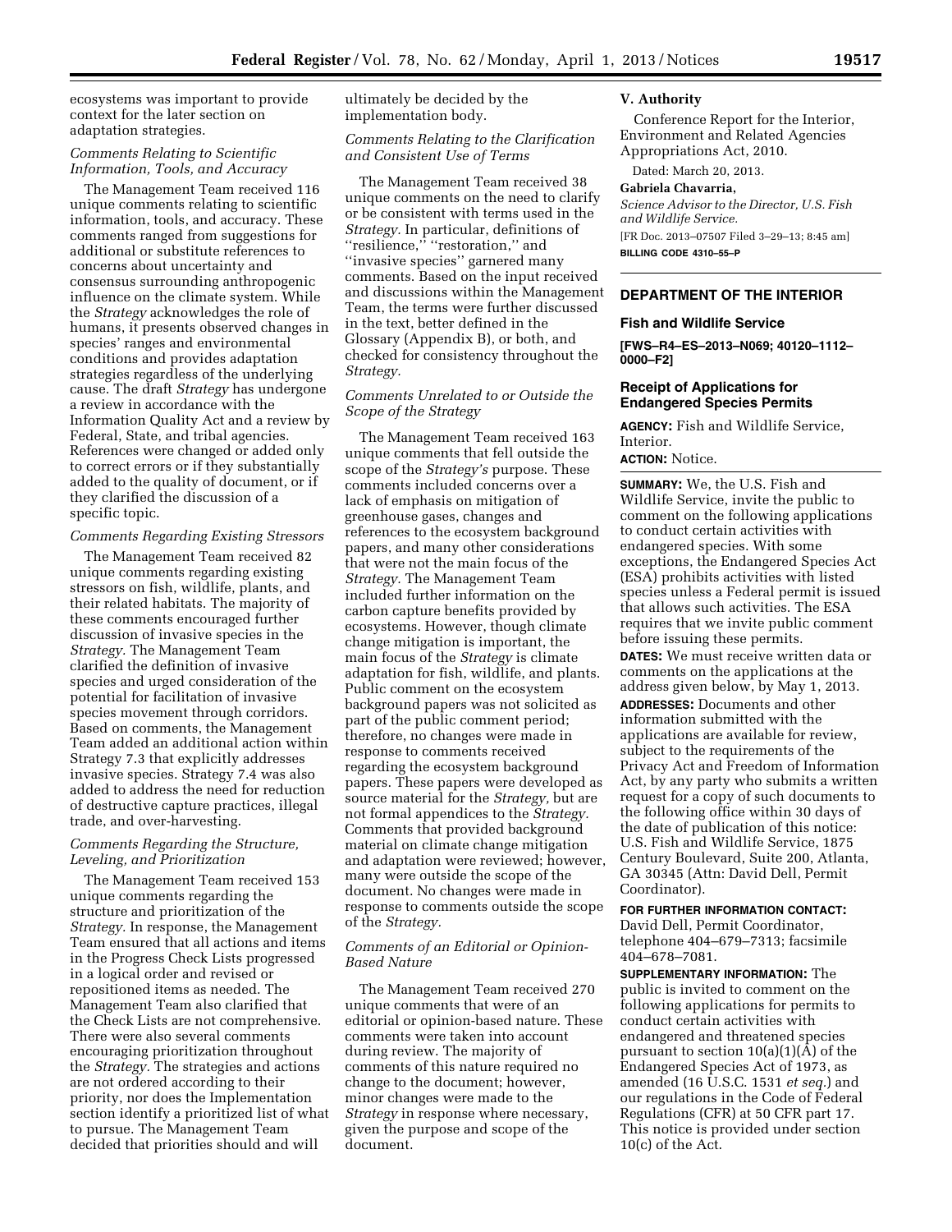ecosystems was important to provide context for the later section on adaptation strategies.

*Comments Relating to Scientific Information, Tools, and Accuracy*

The Management Team received 116 unique comments relating to scientific information, tools, and accuracy. These comments ranged from suggestions for additional or substitute references to concerns about uncertainty and consensus surrounding anthropogenic influence on the climate system. While the *Strategy* acknowledges the role of humans, it presents observed changes in species' ranges and environmental conditions and provides adaptation strategies regardless of the underlying cause. The draft *Strategy* has undergone a review in accordance with the Information Quality Act and a review by Federal, State, and tribal agencies. References were changed or added only to correct errors or if they substantially added to the quality of document, or if they clarified the discussion of a specific topic.

*Comments Regarding Existing Stressors*

The Management Team received 82 unique comments regarding existing stressors on fish, wildlife, plants, and their related habitats. The majority of these comments encouraged further discussion of invasive species in the *Strategy.* The Management Team clarified the definition of invasive species and urged consideration of the potential for facilitation of invasive species movement through corridors. Based on comments, the Management Team added an additional action within Strategy 7.3 that explicitly addresses invasive species. Strategy 7.4 was also added to address the need for reduction of destructive capture practices, illegal trade, and over-harvesting.

*Comments Regarding the Structure, Leveling, and Prioritization*

The Management Team received 153 unique comments regarding the structure and prioritization of the *Strategy.* In response, the Management Team ensured that all actions and items in the Progress Check Lists progressed in a logical order and revised or repositioned items as needed. The Management Team also clarified that the Check Lists are not comprehensive. There were also several comments encouraging prioritization throughout the *Strategy.* The strategies and actions are not ordered according to their priority, nor does the Implementation section identify a prioritized list of what to pursue. The Management Team decided that priorities should and will ultimately be decided by the implementation body.

*Comments Relating to the Clarification and Consistent Use of Terms*

The Management Team received 38 unique comments on the need to clarify or be consistent with terms used in the *Strategy.* In particular, definitions of ''resilience,'' ''restoration,'' and ''invasive species'' garnered many comments. Based on the input received and discussions within the Management Team, the terms were further discussed in the text, better defined in the Glossary (Appendix B), or both, and checked for consistency throughout the *Strategy.*

*Comments Unrelated to or Outside the Scope of the Strategy*

The Management Team received 163 unique comments that fell outside the scope of the *Strategy's* purpose. These comments included concerns over a lack of emphasis on mitigation of greenhouse gases, changes and references to the ecosystem background papers, and many other considerations that were not the main focus of the *Strategy.* The Management Team included further information on the carbon capture benefits provided by ecosystems. However, though climate change mitigation is important, the main focus of the *Strategy* is climate adaptation for fish, wildlife, and plants. Public comment on the ecosystem background papers was not solicited as part of the public comment period; therefore, no changes were made in response to comments received regarding the ecosystem background papers. These papers were developed as source material for the *Strategy,* but are not formal appendices to the *Strategy.* Comments that provided background material on climate change mitigation and adaptation were reviewed; however, many were outside the scope of the document. No changes were made in response to comments outside the scope of the *Strategy.*

*Comments of an Editorial or Opinion-Based Nature*

The Management Team received 270 unique comments that were of an editorial or opinion-based nature. These comments were taken into account during review. The majority of comments of this nature required no change to the document; however, minor changes were made to the *Strategy* in response where necessary, given the purpose and scope of the document.

## V. Authority

Conference Report for the Interior, Environment and Related Agencies Appropriations Act, 2010.

Dated: March 20, 2013.

**Gabriela Chavarria,**

*Science Advisor to the Director, U.S. Fish and Wildlife Service.*

[FR Doc. 2013–07507 Filed 3–29–13; 8:45 am]

**BILLING CODE 4310–55–P**

---

## DEPARTMENT OF THE INTERIOR

### Fish and Wildlife Service

**[FWS–R4–ES–2013–N069; 40120–1112–0000–F2]**

### Receipt of Applications for Endangered Species Permits

**AGENCY:** Fish and Wildlife Service, Interior.

**ACTION:** Notice.

**SUMMARY:** We, the U.S. Fish and Wildlife Service, invite the public to comment on the following applications to conduct certain activities with endangered species. With some exceptions, the Endangered Species Act (ESA) prohibits activities with listed species unless a Federal permit is issued that allows such activities. The ESA requires that we invite public comment before issuing these permits.

**DATES:** We must receive written data or comments on the applications at the address given below, by May 1, 2013.

**ADDRESSES:** Documents and other information submitted with the applications are available for review, subject to the requirements of the Privacy Act and Freedom of Information Act, by any party who submits a written request for a copy of such documents to the following office within 30 days of the date of publication of this notice: U.S. Fish and Wildlife Service, 1875 Century Boulevard, Suite 200, Atlanta, GA 30345 (Attn: David Dell, Permit Coordinator).

**FOR FURTHER INFORMATION CONTACT:** David Dell, Permit Coordinator, telephone 404–679–7313; facsimile 404–678–7081.

**SUPPLEMENTARY INFORMATION:** The public is invited to comment on the following applications for permits to conduct certain activities with endangered and threatened species pursuant to section 10(a)(1)(A) of the Endangered Species Act of 1973, as amended (16 U.S.C. 1531 *et seq.*) and our regulations in the Code of Federal Regulations (CFR) at 50 CFR part 17. This notice is provided under section 10(c) of the Act.